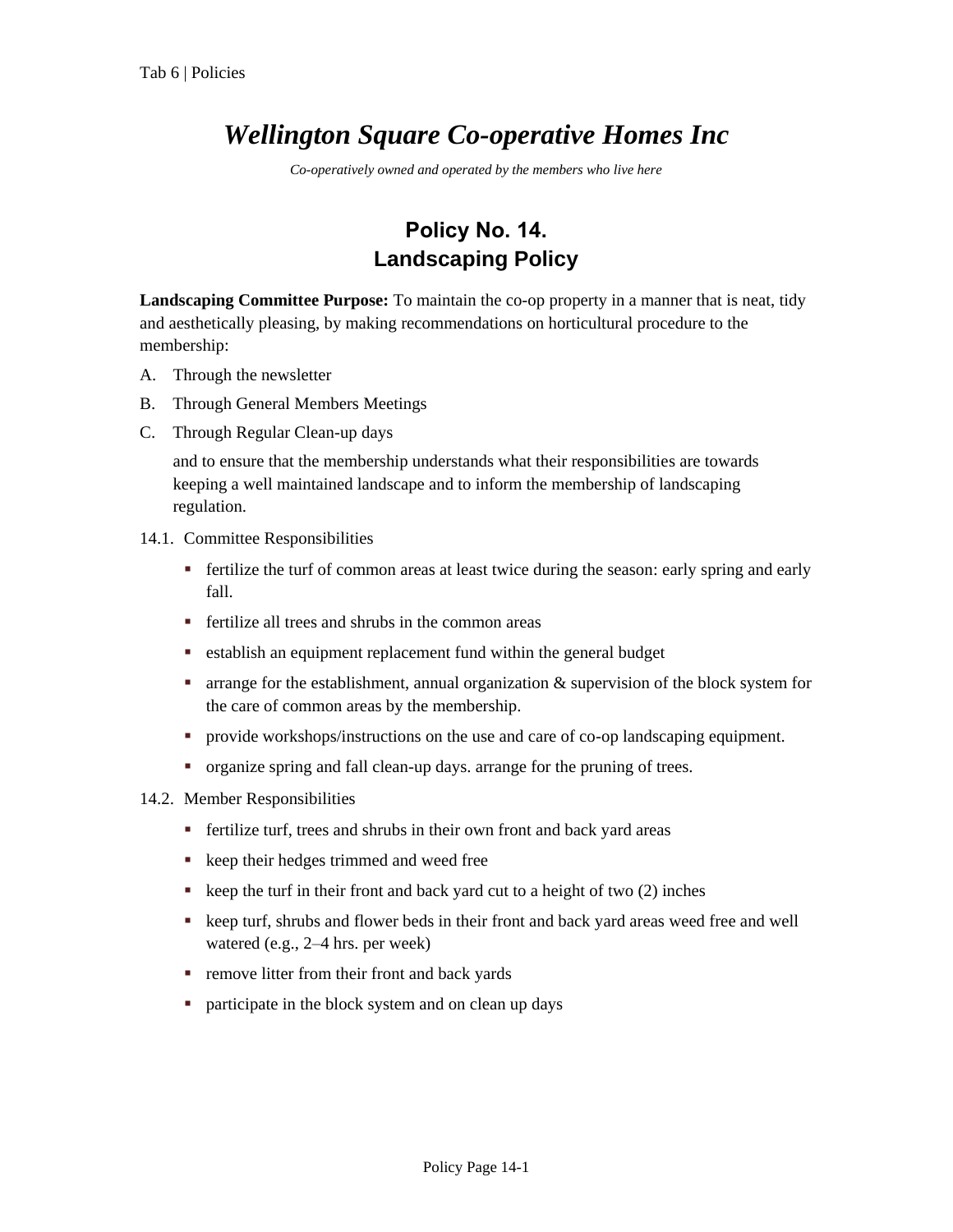# *Wellington Square Co-operative Homes Inc*

*Co-operatively owned and operated by the members who live here*

## Policy No. 14.
## Landscaping Policy

**Landscaping Committee Purpose:** To maintain the co-op property in a manner that is neat, tidy and aesthetically pleasing, by making recommendations on horticultural procedure to the membership:

A. Through the newsletter

B. Through General Members Meetings

C. Through Regular Clean-up days

and to ensure that the membership understands what their responsibilities are towards keeping a well maintained landscape and to inform the membership of landscaping regulation.

14.1. Committee Responsibilities

- fertilize the turf of common areas at least twice during the season: early spring and early fall.
- fertilize all trees and shrubs in the common areas
- establish an equipment replacement fund within the general budget
- arrange for the establishment, annual organization & supervision of the block system for the care of common areas by the membership.
- provide workshops/instructions on the use and care of co-op landscaping equipment.
- organize spring and fall clean-up days. arrange for the pruning of trees.

14.2. Member Responsibilities

- fertilize turf, trees and shrubs in their own front and back yard areas
- keep their hedges trimmed and weed free
- keep the turf in their front and back yard cut to a height of two (2) inches
- keep turf, shrubs and flower beds in their front and back yard areas weed free and well watered (e.g., 2–4 hrs. per week)
- remove litter from their front and back yards
- participate in the block system and on clean up days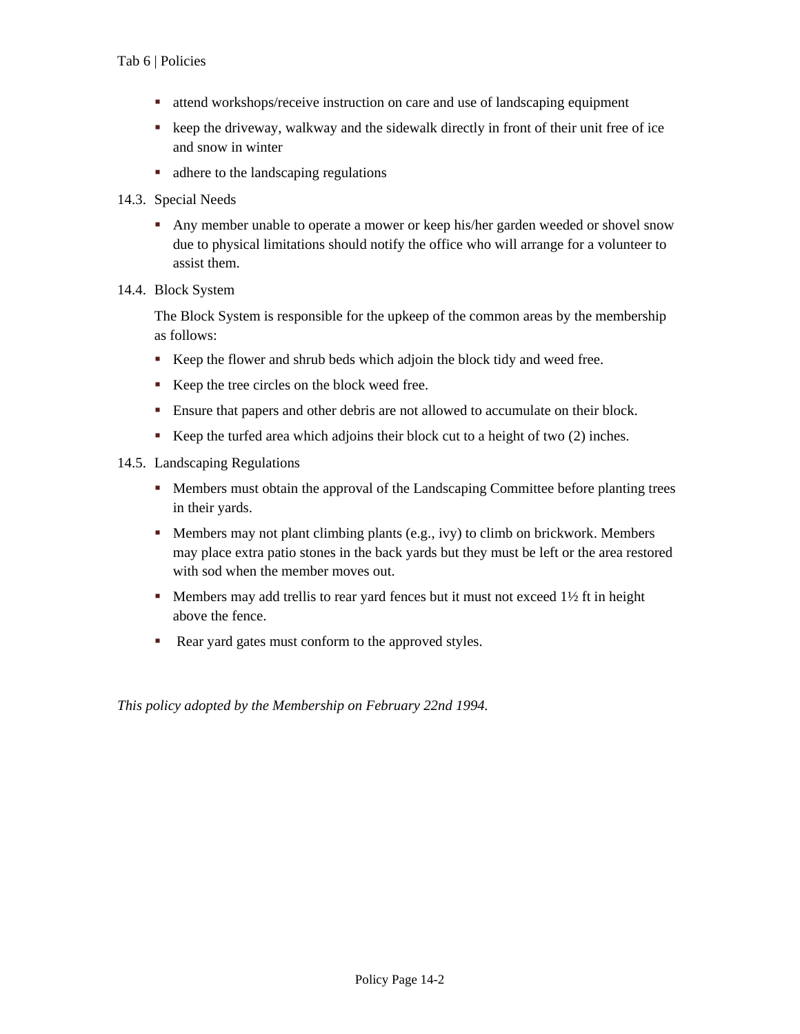- attend workshops/receive instruction on care and use of landscaping equipment
- keep the driveway, walkway and the sidewalk directly in front of their unit free of ice and snow in winter
- adhere to the landscaping regulations

14.3. Special Needs

- Any member unable to operate a mower or keep his/her garden weeded or shovel snow due to physical limitations should notify the office who will arrange for a volunteer to assist them.

14.4. Block System

The Block System is responsible for the upkeep of the common areas by the membership as follows:

- Keep the flower and shrub beds which adjoin the block tidy and weed free.
- Keep the tree circles on the block weed free.
- Ensure that papers and other debris are not allowed to accumulate on their block.
- Keep the turfed area which adjoins their block cut to a height of two (2) inches.

14.5. Landscaping Regulations

- Members must obtain the approval of the Landscaping Committee before planting trees in their yards.
- Members may not plant climbing plants (e.g., ivy) to climb on brickwork. Members may place extra patio stones in the back yards but they must be left or the area restored with sod when the member moves out.
- Members may add trellis to rear yard fences but it must not exceed 1½ ft in height above the fence.
- Rear yard gates must conform to the approved styles.

*This policy adopted by the Membership on February 22nd 1994.*